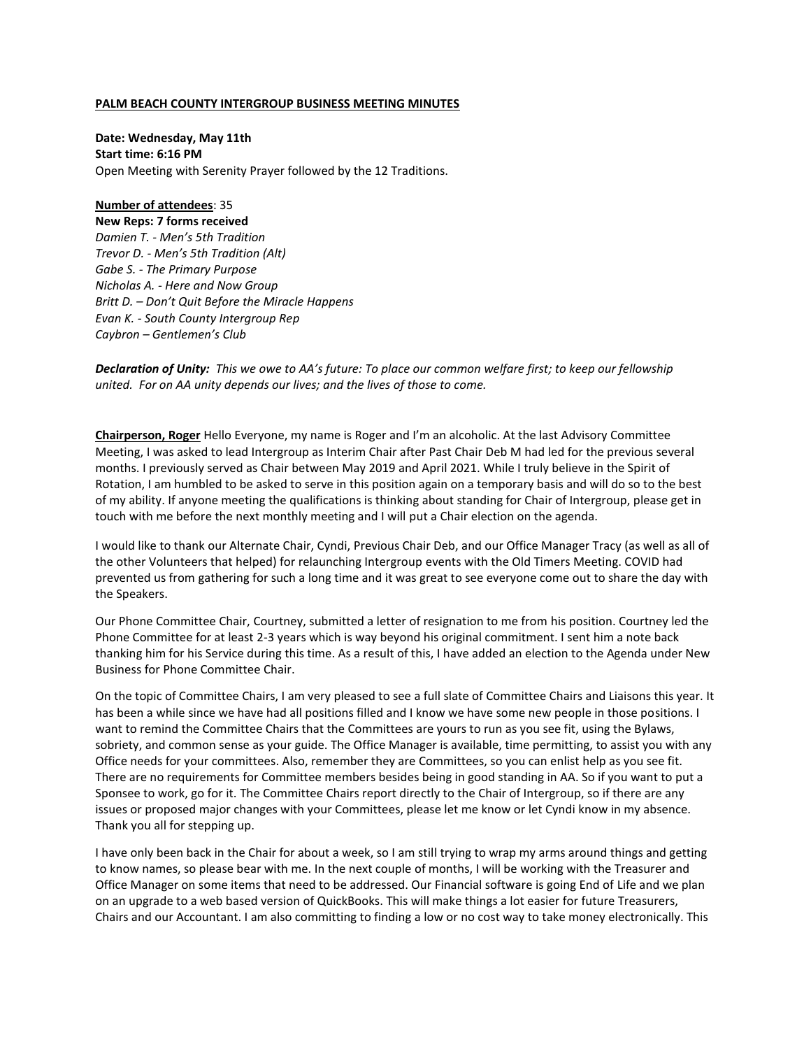**PALM BEACH COUNTY INTERGROUP BUSINESS MEETING MINUTES**

**Date: Wednesday, May 11th**
**Start time: 6:16 PM**
Open Meeting with Serenity Prayer followed by the 12 Traditions.

**Number of attendees**: 35
**New Reps: 7 forms received**
*Damien T. - Men's 5th Tradition*
*Trevor D. - Men's 5th Tradition (Alt)*
*Gabe S. - The Primary Purpose*
*Nicholas A. - Here and Now Group*
*Britt D. – Don't Quit Before the Miracle Happens*
*Evan K. - South County Intergroup Rep*
*Caybron – Gentlemen's Club*

***Declaration of Unity:*** *This we owe to AA's future: To place our common welfare first; to keep our fellowship united. For on AA unity depends our lives; and the lives of those to come.*

**Chairperson, Roger** Hello Everyone, my name is Roger and I'm an alcoholic. At the last Advisory Committee Meeting, I was asked to lead Intergroup as Interim Chair after Past Chair Deb M had led for the previous several months. I previously served as Chair between May 2019 and April 2021. While I truly believe in the Spirit of Rotation, I am humbled to be asked to serve in this position again on a temporary basis and will do so to the best of my ability. If anyone meeting the qualifications is thinking about standing for Chair of Intergroup, please get in touch with me before the next monthly meeting and I will put a Chair election on the agenda.

I would like to thank our Alternate Chair, Cyndi, Previous Chair Deb, and our Office Manager Tracy (as well as all of the other Volunteers that helped) for relaunching Intergroup events with the Old Timers Meeting. COVID had prevented us from gathering for such a long time and it was great to see everyone come out to share the day with the Speakers.

Our Phone Committee Chair, Courtney, submitted a letter of resignation to me from his position. Courtney led the Phone Committee for at least 2-3 years which is way beyond his original commitment. I sent him a note back thanking him for his Service during this time. As a result of this, I have added an election to the Agenda under New Business for Phone Committee Chair.

On the topic of Committee Chairs, I am very pleased to see a full slate of Committee Chairs and Liaisons this year. It has been a while since we have had all positions filled and I know we have some new people in those positions. I want to remind the Committee Chairs that the Committees are yours to run as you see fit, using the Bylaws, sobriety, and common sense as your guide. The Office Manager is available, time permitting, to assist you with any Office needs for your committees. Also, remember they are Committees, so you can enlist help as you see fit. There are no requirements for Committee members besides being in good standing in AA. So if you want to put a Sponsee to work, go for it. The Committee Chairs report directly to the Chair of Intergroup, so if there are any issues or proposed major changes with your Committees, please let me know or let Cyndi know in my absence. Thank you all for stepping up.

I have only been back in the Chair for about a week, so I am still trying to wrap my arms around things and getting to know names, so please bear with me. In the next couple of months, I will be working with the Treasurer and Office Manager on some items that need to be addressed. Our Financial software is going End of Life and we plan on an upgrade to a web based version of QuickBooks. This will make things a lot easier for future Treasurers, Chairs and our Accountant. I am also committing to finding a low or no cost way to take money electronically. This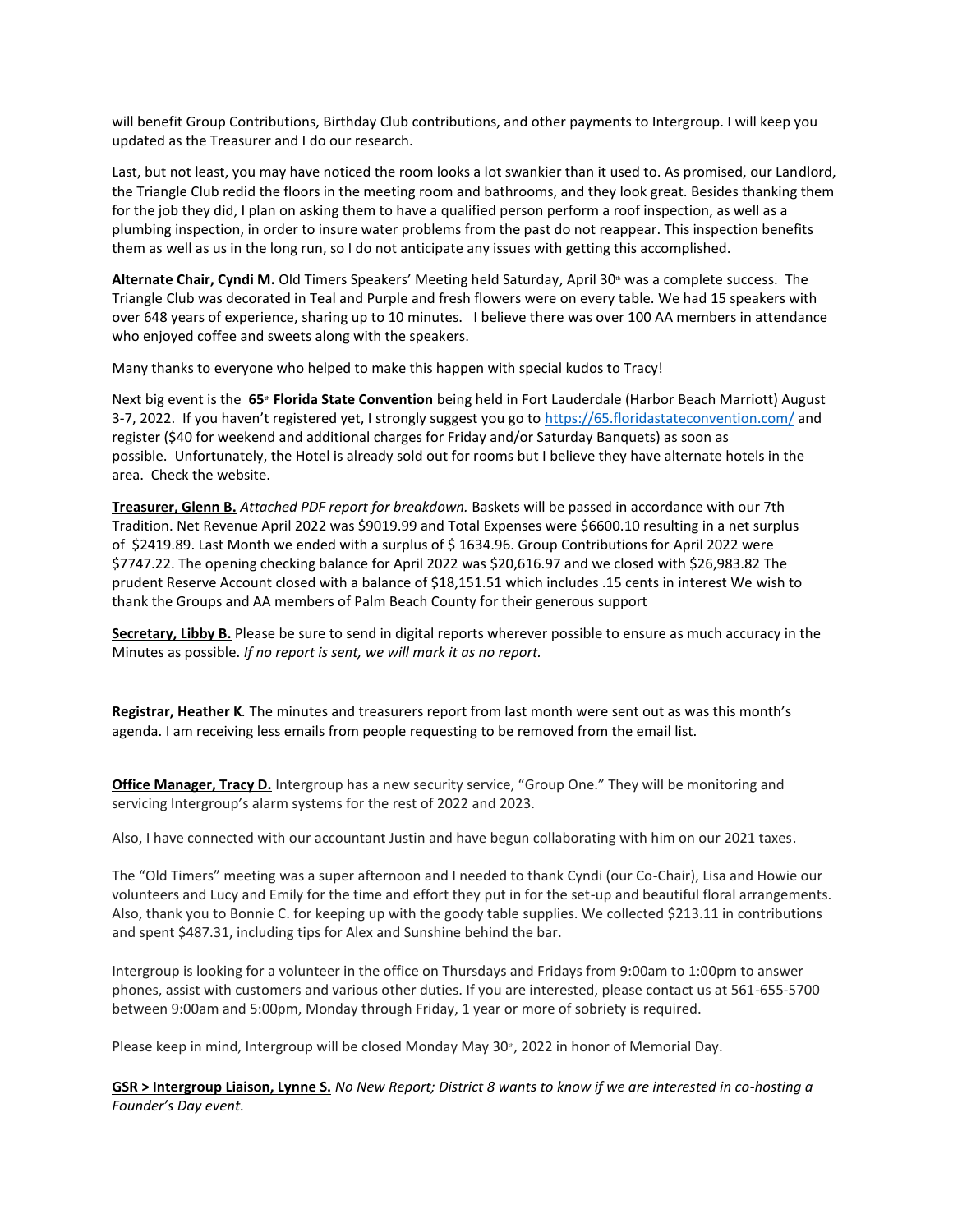will benefit Group Contributions, Birthday Club contributions, and other payments to Intergroup. I will keep you updated as the Treasurer and I do our research.

Last, but not least, you may have noticed the room looks a lot swankier than it used to. As promised, our Landlord, the Triangle Club redid the floors in the meeting room and bathrooms, and they look great. Besides thanking them for the job they did, I plan on asking them to have a qualified person perform a roof inspection, as well as a plumbing inspection, in order to insure water problems from the past do not reappear. This inspection benefits them as well as us in the long run, so I do not anticipate any issues with getting this accomplished.

**Alternate Chair, Cyndi M.** Old Timers Speakers' Meeting held Saturday, April 30th was a complete success. The Triangle Club was decorated in Teal and Purple and fresh flowers were on every table. We had 15 speakers with over 648 years of experience, sharing up to 10 minutes. I believe there was over 100 AA members in attendance who enjoyed coffee and sweets along with the speakers.

Many thanks to everyone who helped to make this happen with special kudos to Tracy!

Next big event is the **65th Florida State Convention** being held in Fort Lauderdale (Harbor Beach Marriott) August 3-7, 2022. If you haven't registered yet, I strongly suggest you go to https://65.floridastateconvention.com/ and register ($40 for weekend and additional charges for Friday and/or Saturday Banquets) as soon as possible. Unfortunately, the Hotel is already sold out for rooms but I believe they have alternate hotels in the area. Check the website.

**Treasurer, Glenn B.** *Attached PDF report for breakdown.* Baskets will be passed in accordance with our 7th Tradition. Net Revenue April 2022 was $9019.99 and Total Expenses were $6600.10 resulting in a net surplus of $2419.89. Last Month we ended with a surplus of $ 1634.96. Group Contributions for April 2022 were $7747.22. The opening checking balance for April 2022 was $20,616.97 and we closed with $26,983.82 The prudent Reserve Account closed with a balance of $18,151.51 which includes .15 cents in interest We wish to thank the Groups and AA members of Palm Beach County for their generous support

**Secretary, Libby B.** Please be sure to send in digital reports wherever possible to ensure as much accuracy in the Minutes as possible. *If no report is sent, we will mark it as no report.*

**Registrar, Heather K.** The minutes and treasurers report from last month were sent out as was this month's agenda. I am receiving less emails from people requesting to be removed from the email list.

**Office Manager, Tracy D.** Intergroup has a new security service, "Group One." They will be monitoring and servicing Intergroup's alarm systems for the rest of 2022 and 2023.

Also, I have connected with our accountant Justin and have begun collaborating with him on our 2021 taxes.

The "Old Timers" meeting was a super afternoon and I needed to thank Cyndi (our Co-Chair), Lisa and Howie our volunteers and Lucy and Emily for the time and effort they put in for the set-up and beautiful floral arrangements. Also, thank you to Bonnie C. for keeping up with the goody table supplies. We collected $213.11 in contributions and spent $487.31, including tips for Alex and Sunshine behind the bar.

Intergroup is looking for a volunteer in the office on Thursdays and Fridays from 9:00am to 1:00pm to answer phones, assist with customers and various other duties. If you are interested, please contact us at 561-655-5700 between 9:00am and 5:00pm, Monday through Friday, 1 year or more of sobriety is required.

Please keep in mind, Intergroup will be closed Monday May 30th, 2022 in honor of Memorial Day.

**GSR > Intergroup Liaison, Lynne S.** *No New Report; District 8 wants to know if we are interested in co-hosting a Founder's Day event.*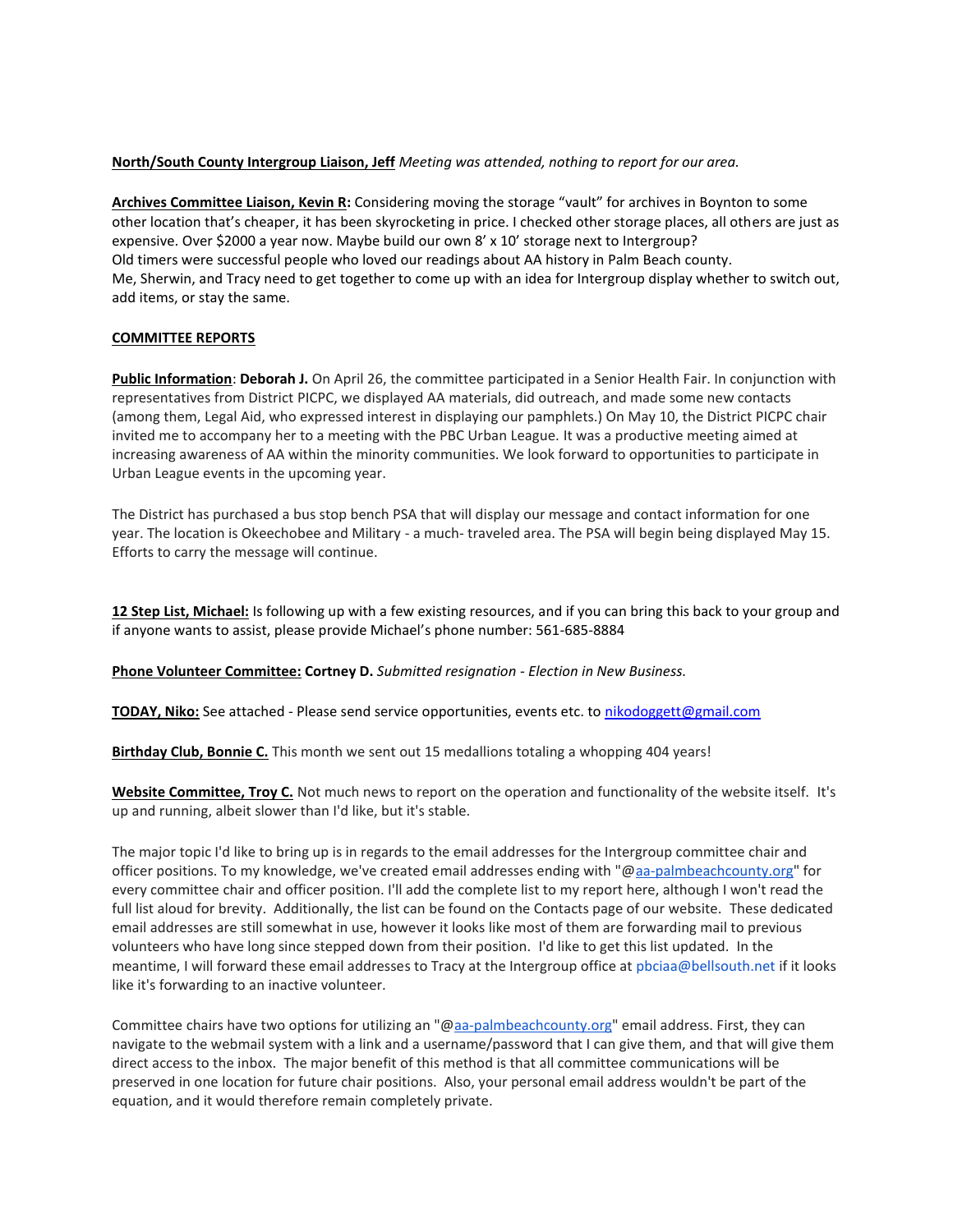**North/South County Intergroup Liaison, Jeff** *Meeting was attended, nothing to report for our area.*

**Archives Committee Liaison, Kevin R:** Considering moving the storage "vault" for archives in Boynton to some other location that's cheaper, it has been skyrocketing in price. I checked other storage places, all others are just as expensive. Over $2000 a year now. Maybe build our own 8' x 10' storage next to Intergroup?
Old timers were successful people who loved our readings about AA history in Palm Beach county.
Me, Sherwin, and Tracy need to get together to come up with an idea for Intergroup display whether to switch out, add items, or stay the same.

**COMMITTEE REPORTS**

**Public Information**: **Deborah J.** On April 26, the committee participated in a Senior Health Fair. In conjunction with representatives from District PICPC, we displayed AA materials, did outreach, and made some new contacts (among them, Legal Aid, who expressed interest in displaying our pamphlets.) On May 10, the District PICPC chair invited me to accompany her to a meeting with the PBC Urban League. It was a productive meeting aimed at increasing awareness of AA within the minority communities. We look forward to opportunities to participate in Urban League events in the upcoming year.

The District has purchased a bus stop bench PSA that will display our message and contact information for one year. The location is Okeechobee and Military - a much- traveled area. The PSA will begin being displayed May 15. Efforts to carry the message will continue.

**12 Step List, Michael:** Is following up with a few existing resources, and if you can bring this back to your group and if anyone wants to assist, please provide Michael's phone number: 561-685-8884

**Phone Volunteer Committee:** **Cortney D.** *Submitted resignation - Election in New Business.*

**TODAY, Niko:** See attached - Please send service opportunities, events etc. to nikodoggett@gmail.com

**Birthday Club, Bonnie C.** This month we sent out 15 medallions totaling a whopping 404 years!

**Website Committee, Troy C.** Not much news to report on the operation and functionality of the website itself. It's up and running, albeit slower than I'd like, but it's stable.

The major topic I'd like to bring up is in regards to the email addresses for the Intergroup committee chair and officer positions. To my knowledge, we've created email addresses ending with "@aa-palmbeachcounty.org" for every committee chair and officer position. I'll add the complete list to my report here, although I won't read the full list aloud for brevity. Additionally, the list can be found on the Contacts page of our website. These dedicated email addresses are still somewhat in use, however it looks like most of them are forwarding mail to previous volunteers who have long since stepped down from their position. I'd like to get this list updated. In the meantime, I will forward these email addresses to Tracy at the Intergroup office at pbciaa@bellsouth.net if it looks like it's forwarding to an inactive volunteer.

Committee chairs have two options for utilizing an "@aa-palmbeachcounty.org" email address. First, they can navigate to the webmail system with a link and a username/password that I can give them, and that will give them direct access to the inbox. The major benefit of this method is that all committee communications will be preserved in one location for future chair positions. Also, your personal email address wouldn't be part of the equation, and it would therefore remain completely private.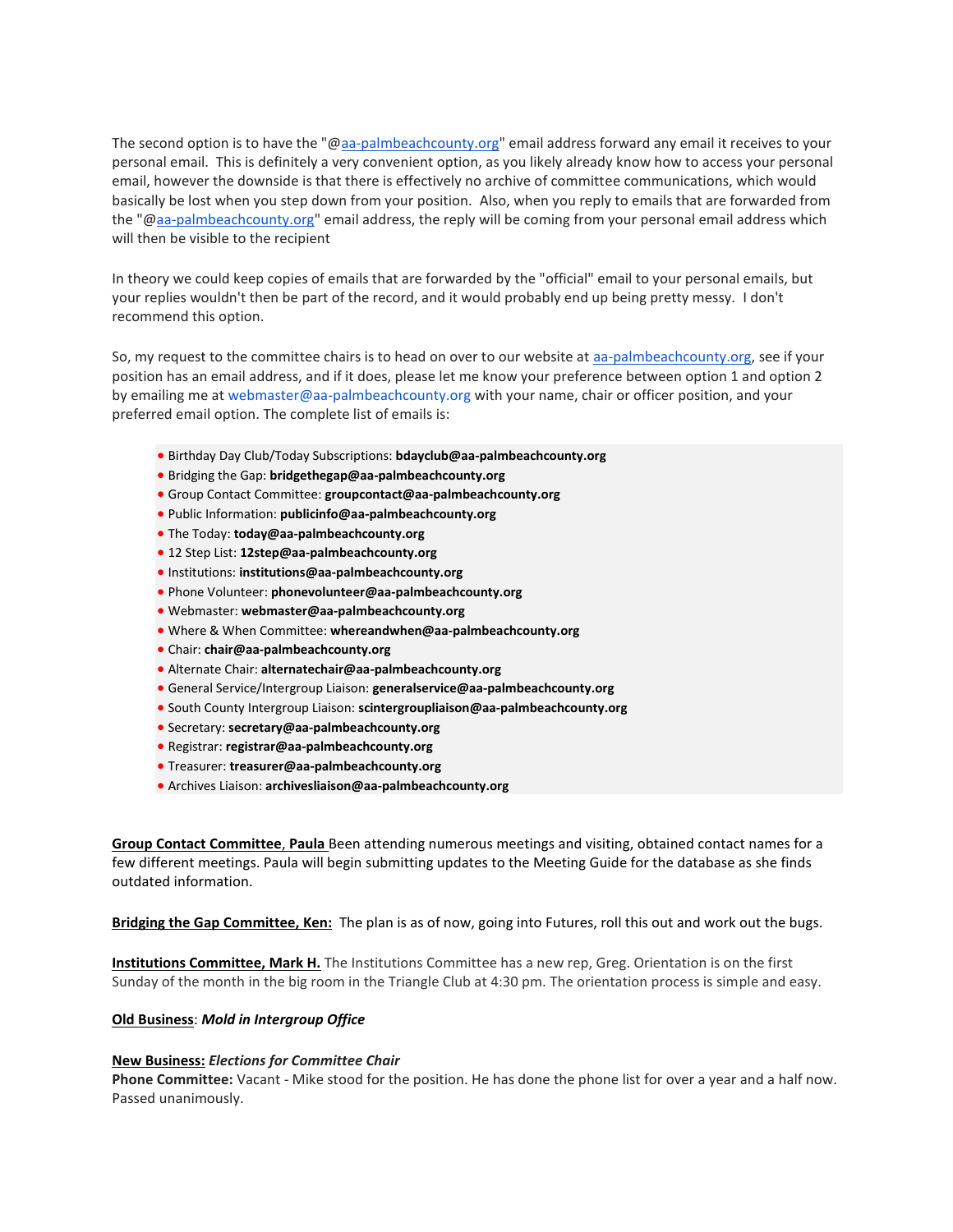The second option is to have the "@aa-palmbeachcounty.org" email address forward any email it receives to your personal email. This is definitely a very convenient option, as you likely already know how to access your personal email, however the downside is that there is effectively no archive of committee communications, which would basically be lost when you step down from your position. Also, when you reply to emails that are forwarded from the "@aa-palmbeachcounty.org" email address, the reply will be coming from your personal email address which will then be visible to the recipient

In theory we could keep copies of emails that are forwarded by the "official" email to your personal emails, but your replies wouldn't then be part of the record, and it would probably end up being pretty messy. I don't recommend this option.

So, my request to the committee chairs is to head on over to our website at aa-palmbeachcounty.org, see if your position has an email address, and if it does, please let me know your preference between option 1 and option 2 by emailing me at webmaster@aa-palmbeachcounty.org with your name, chair or officer position, and your preferred email option. The complete list of emails is:

- Birthday Day Club/Today Subscriptions: **bdayclub@aa-palmbeachcounty.org**
- Bridging the Gap: **bridgethegap@aa-palmbeachcounty.org**
- Group Contact Committee: **groupcontact@aa-palmbeachcounty.org**
- Public Information: **publicinfo@aa-palmbeachcounty.org**
- The Today: **today@aa-palmbeachcounty.org**
- 12 Step List: **12step@aa-palmbeachcounty.org**
- Institutions: **institutions@aa-palmbeachcounty.org**
- Phone Volunteer: **phonevolunteer@aa-palmbeachcounty.org**
- Webmaster: **webmaster@aa-palmbeachcounty.org**
- Where & When Committee: **whereandwhen@aa-palmbeachcounty.org**
- Chair: **chair@aa-palmbeachcounty.org**
- Alternate Chair: **alternatechair@aa-palmbeachcounty.org**
- General Service/Intergroup Liaison: **generalservice@aa-palmbeachcounty.org**
- South County Intergroup Liaison: **scintergroupliaison@aa-palmbeachcounty.org**
- Secretary: **secretary@aa-palmbeachcounty.org**
- Registrar: **registrar@aa-palmbeachcounty.org**
- Treasurer: **treasurer@aa-palmbeachcounty.org**
- Archives Liaison: **archivesliaison@aa-palmbeachcounty.org**

**Group Contact Committee, Paula** Been attending numerous meetings and visiting, obtained contact names for a few different meetings. Paula will begin submitting updates to the Meeting Guide for the database as she finds outdated information.

**Bridging the Gap Committee, Ken:** The plan is as of now, going into Futures, roll this out and work out the bugs.

**Institutions Committee, Mark H.** The Institutions Committee has a new rep, Greg. Orientation is on the first Sunday of the month in the big room in the Triangle Club at 4:30 pm. The orientation process is simple and easy.

**Old Business**: ***Mold in Intergroup Office***

**New Business:** ***Elections for Committee Chair***
**Phone Committee:** Vacant - Mike stood for the position. He has done the phone list for over a year and a half now. Passed unanimously.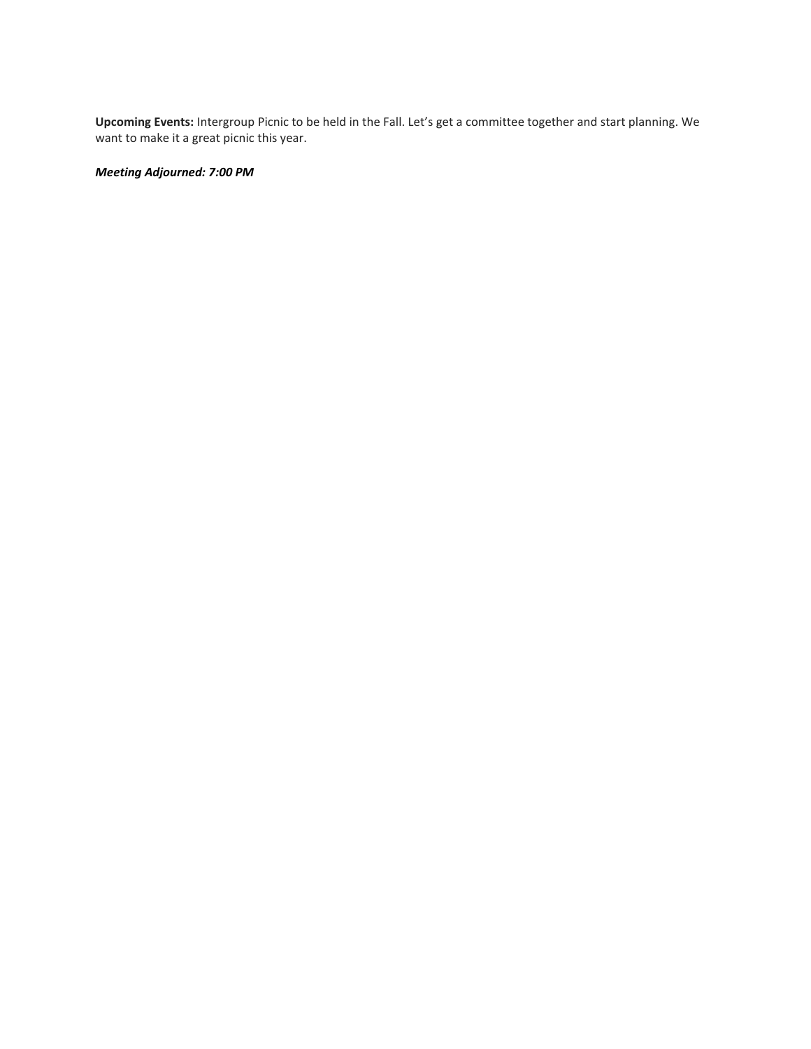**Upcoming Events:** Intergroup Picnic to be held in the Fall. Let's get a committee together and start planning. We want to make it a great picnic this year.

***Meeting Adjourned: 7:00 PM***